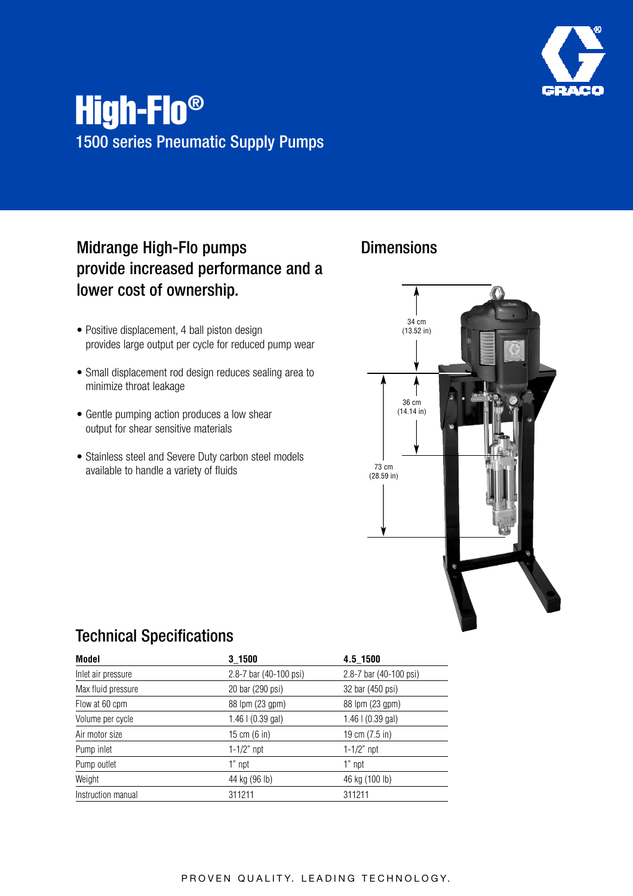# High-Flo®

## 1500 series Pneumatic Supply Pumps

### Midrange High-Flo pumps provide increased performance and a lower cost of ownership.

- Positive displacement, 4 ball piston design provides large output per cycle for reduced pump wear
- Small displacement rod design reduces sealing area to minimize throat leakage
- Gentle pumping action produces a low shear output for shear sensitive materials
- Stainless steel and Severe Duty carbon steel models available to handle a variety of fluids

### Dimensions

34 cm (13.52 in)

36 cm (14.14 in)

73 cm (28.59 in)

### Technical Specifications

| **Model** | **3_1500** | **4.5_1500** |
|---|---|---|
| Inlet air pressure | 2.8-7 bar (40-100 psi) | 2.8-7 bar (40-100 psi) |
| Max fluid pressure | 20 bar (290 psi) | 32 bar (450 psi) |
| Flow at 60 cpm | 88 lpm (23 gpm) | 88 lpm (23 gpm) |
| Volume per cycle | 1.46 l (0.39 gal) | 1.46 l (0.39 gal) |
| Air motor size | 15 cm (6 in) | 19 cm (7.5 in) |
| Pump inlet | 1-1/2" npt | 1-1/2" npt |
| Pump outlet | 1" npt | 1" npt |
| Weight | 44 kg (96 lb) | 46 kg (100 lb) |
| Instruction manual | 311211 | 311211 |

PROVEN QUALITY. LEADING TECHNOLOGY.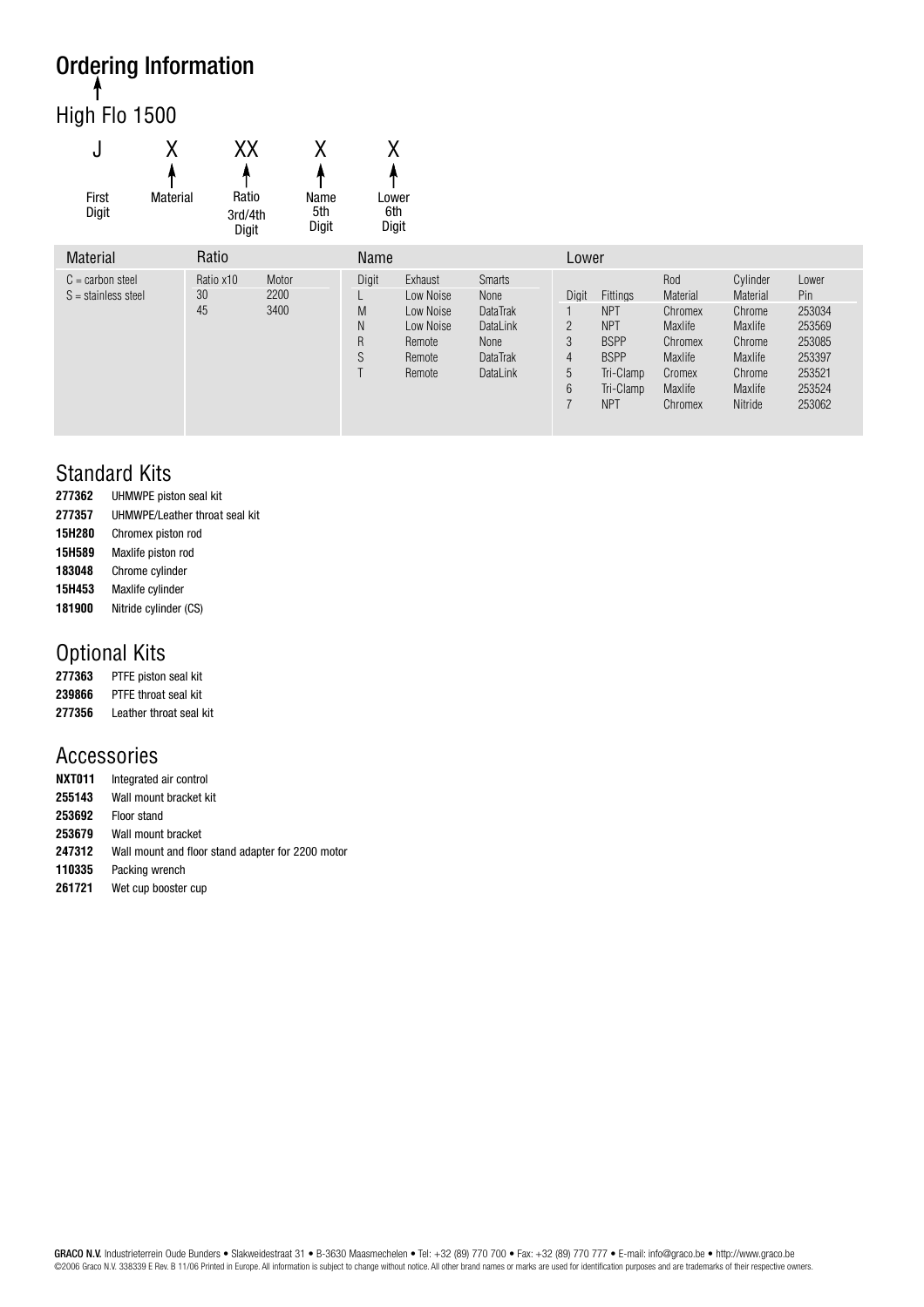# Ordering Information

## High Flo 1500

| J | X | XX | X | X |
|---|---|---|---|---|
| First Digit | Material | Ratio 3rd/4th Digit | Name 5th Digit | Lower 6th Digit |

| Material | | | |
|---|---|---|---|
| C = carbon steel | | | |
| S = stainless steel | | | |

| Ratio x10 | Motor |
|---|---|
| 30 | 2200 |
| 45 | 3400 |

| Digit | Exhaust | Smarts |
|---|---|---|
| L | Low Noise | None |
| M | Low Noise | DataTrak |
| N | Low Noise | DataLink |
| R | Remote | None |
| S | Remote | DataTrak |
| T | Remote | DataLink |

| Digit | Fittings | Rod Material | Cylinder Material | Lower Pin |
|---|---|---|---|---|
| 1 | NPT | Chromex | Chrome | 253034 |
| 2 | NPT | Maxlife | Maxlife | 253569 |
| 3 | BSPP | Chromex | Chrome | 253085 |
| 4 | BSPP | Maxlife | Maxlife | 253397 |
| 5 | Tri-Clamp | Cromex | Chrome | 253521 |
| 6 | Tri-Clamp | Maxlife | Maxlife | 253524 |
| 7 | NPT | Chromex | Nitride | 253062 |

## Standard Kits

**277362** UHMWPE piston seal kit
**277357** UHMWPE/Leather throat seal kit
**15H280** Chromex piston rod
**15H589** Maxlife piston rod
**183048** Chrome cylinder
**15H453** Maxlife cylinder
**181900** Nitride cylinder (CS)

## Optional Kits

**277363** PTFE piston seal kit
**239866** PTFE throat seal kit
**277356** Leather throat seal kit

## Accessories

**NXT011** Integrated air control
**255143** Wall mount bracket kit
**253692** Floor stand
**253679** Wall mount bracket
**247312** Wall mount and floor stand adapter for 2200 motor
**110335** Packing wrench
**261721** Wet cup booster cup

**GRACO N.V.** Industrieterrein Oude Bunders • Slakweidestraat 31 • B-3630 Maasmechelen • Tel: +32 (89) 770 700 • Fax: +32 (89) 770 777 • E-mail: info@graco.be • http://www.graco.be
©2006 Graco N.V. 338339 E Rev. B 11/06 Printed in Europe. All information is subject to change without notice. All other brand names or marks are used for identification purposes and are trademarks of their respective owners.